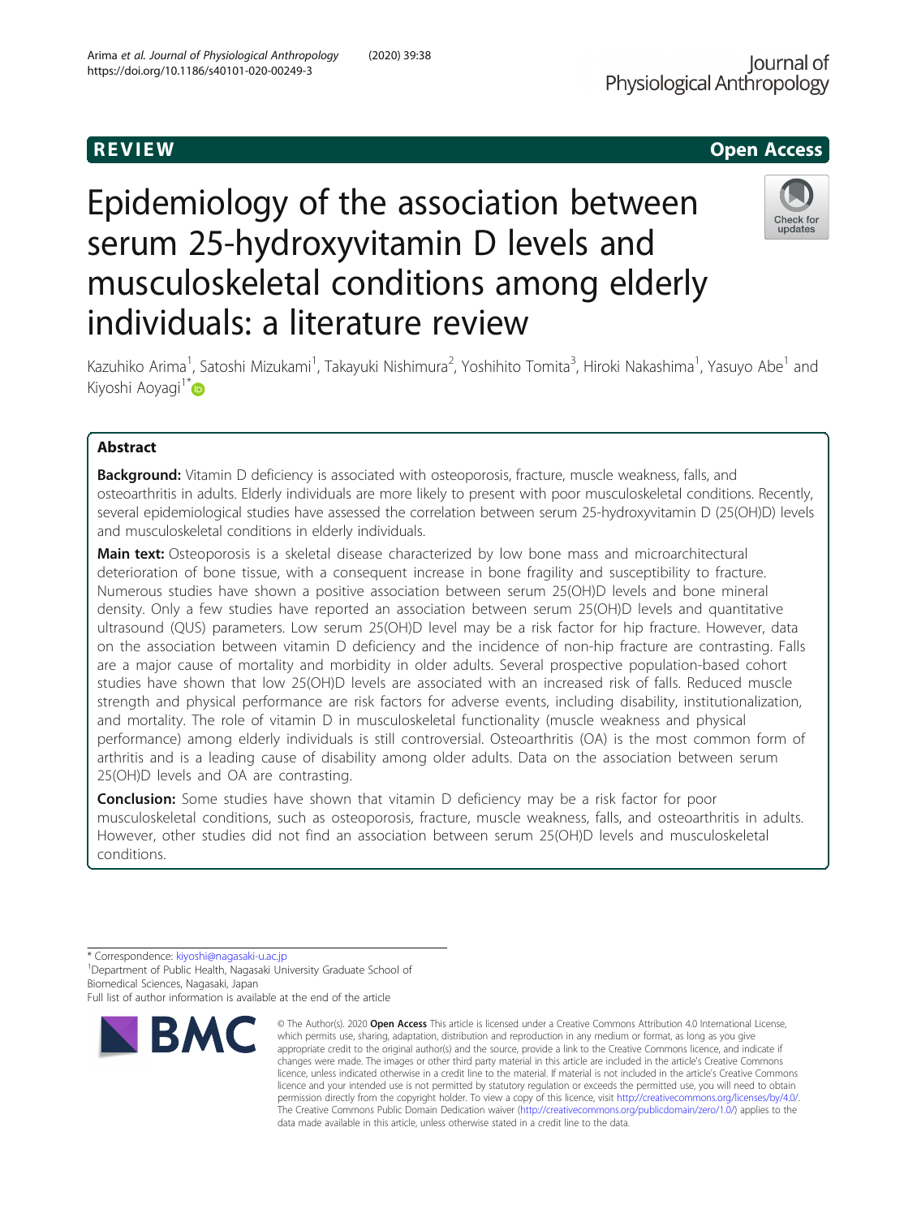REVIEW

Open Access

# Epidemiology of the association between serum 25-hydroxyvitamin D levels and musculoskeletal conditions among elderly individuals: a literature review

Kazuhiko Arima[1], Satoshi Mizukami[1], Takayuki Nishimura[2], Yoshihito Tomita[3], Hiroki Nakashima[1], Yasuyo Abe[1] and Kiyoshi Aoyagi[1*]

## Abstract

**Background:** Vitamin D deficiency is associated with osteoporosis, fracture, muscle weakness, falls, and osteoarthritis in adults. Elderly individuals are more likely to present with poor musculoskeletal conditions. Recently, several epidemiological studies have assessed the correlation between serum 25-hydroxyvitamin D (25(OH)D) levels and musculoskeletal conditions in elderly individuals.

**Main text:** Osteoporosis is a skeletal disease characterized by low bone mass and microarchitectural deterioration of bone tissue, with a consequent increase in bone fragility and susceptibility to fracture. Numerous studies have shown a positive association between serum 25(OH)D levels and bone mineral density. Only a few studies have reported an association between serum 25(OH)D levels and quantitative ultrasound (QUS) parameters. Low serum 25(OH)D level may be a risk factor for hip fracture. However, data on the association between vitamin D deficiency and the incidence of non-hip fracture are contrasting. Falls are a major cause of mortality and morbidity in older adults. Several prospective population-based cohort studies have shown that low 25(OH)D levels are associated with an increased risk of falls. Reduced muscle strength and physical performance are risk factors for adverse events, including disability, institutionalization, and mortality. The role of vitamin D in musculoskeletal functionality (muscle weakness and physical performance) among elderly individuals is still controversial. Osteoarthritis (OA) is the most common form of arthritis and is a leading cause of disability among older adults. Data on the association between serum 25(OH)D levels and OA are contrasting.

**Conclusion:** Some studies have shown that vitamin D deficiency may be a risk factor for poor musculoskeletal conditions, such as osteoporosis, fracture, muscle weakness, falls, and osteoarthritis in adults. However, other studies did not find an association between serum 25(OH)D levels and musculoskeletal conditions.

\* Correspondence: kiyoshi@nagasaki-u.ac.jp
[1]Department of Public Health, Nagasaki University Graduate School of Biomedical Sciences, Nagasaki, Japan
Full list of author information is available at the end of the article

© The Author(s). 2020 **Open Access** This article is licensed under a Creative Commons Attribution 4.0 International License, which permits use, sharing, adaptation, distribution and reproduction in any medium or format, as long as you give appropriate credit to the original author(s) and the source, provide a link to the Creative Commons licence, and indicate if changes were made. The images or other third party material in this article are included in the article's Creative Commons licence, unless indicated otherwise in a credit line to the material. If material is not included in the article's Creative Commons licence and your intended use is not permitted by statutory regulation or exceeds the permitted use, you will need to obtain permission directly from the copyright holder. To view a copy of this licence, visit http://creativecommons.org/licenses/by/4.0/. The Creative Commons Public Domain Dedication waiver (http://creativecommons.org/publicdomain/zero/1.0/) applies to the data made available in this article, unless otherwise stated in a credit line to the data.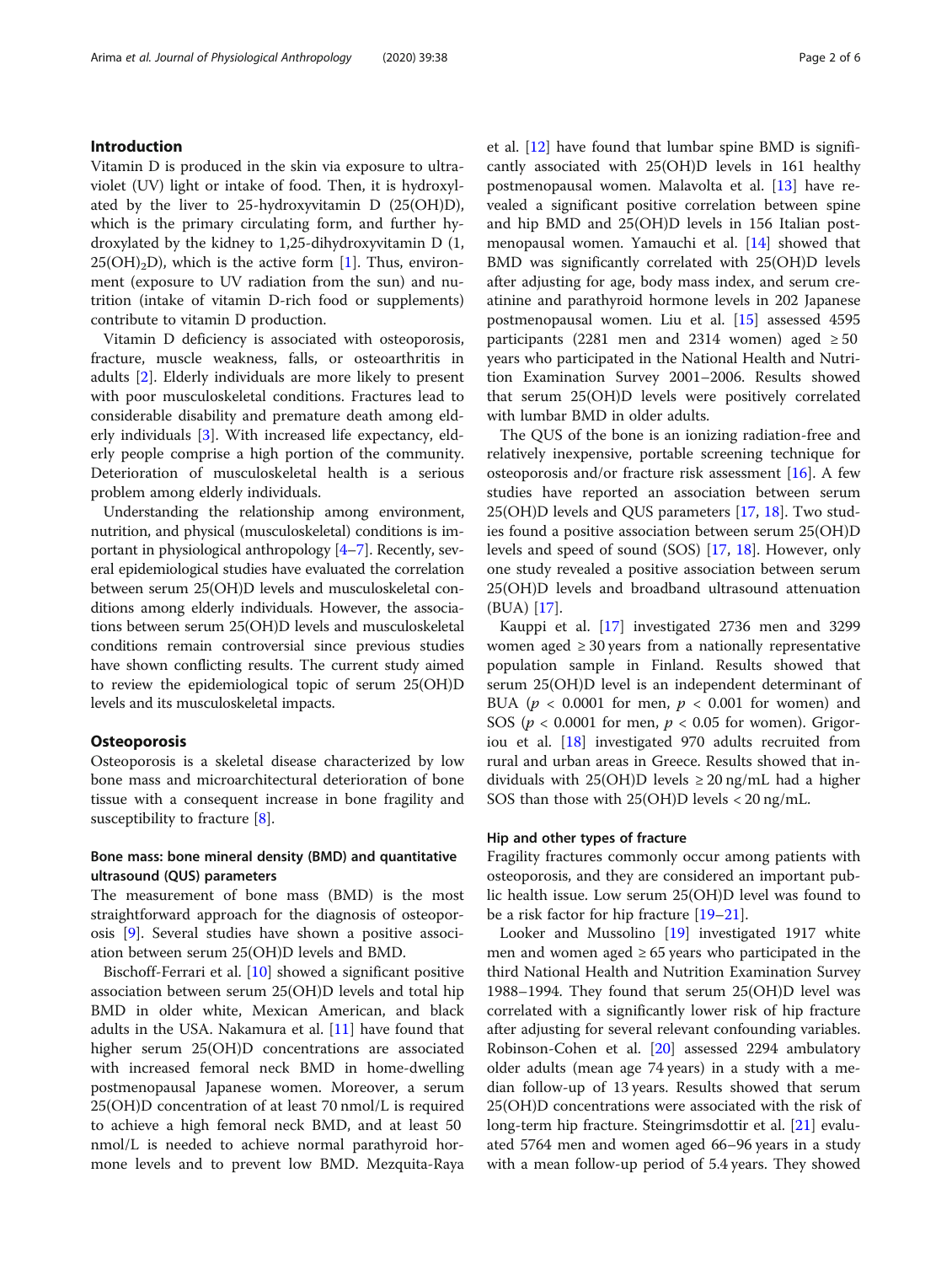## Introduction

Vitamin D is produced in the skin via exposure to ultraviolet (UV) light or intake of food. Then, it is hydroxylated by the liver to 25-hydroxyvitamin D (25(OH)D), which is the primary circulating form, and further hydroxylated by the kidney to 1,25-dihydroxyvitamin D (1, $25(OH)_2D$), which is the active form [1]. Thus, environment (exposure to UV radiation from the sun) and nutrition (intake of vitamin D-rich food or supplements) contribute to vitamin D production.

Vitamin D deficiency is associated with osteoporosis, fracture, muscle weakness, falls, or osteoarthritis in adults [2]. Elderly individuals are more likely to present with poor musculoskeletal conditions. Fractures lead to considerable disability and premature death among elderly individuals [3]. With increased life expectancy, elderly people comprise a high portion of the community. Deterioration of musculoskeletal health is a serious problem among elderly individuals.

Understanding the relationship among environment, nutrition, and physical (musculoskeletal) conditions is important in physiological anthropology [4–7]. Recently, several epidemiological studies have evaluated the correlation between serum 25(OH)D levels and musculoskeletal conditions among elderly individuals. However, the associations between serum 25(OH)D levels and musculoskeletal conditions remain controversial since previous studies have shown conflicting results. The current study aimed to review the epidemiological topic of serum 25(OH)D levels and its musculoskeletal impacts.

## Osteoporosis

Osteoporosis is a skeletal disease characterized by low bone mass and microarchitectural deterioration of bone tissue with a consequent increase in bone fragility and susceptibility to fracture [8].

### Bone mass: bone mineral density (BMD) and quantitative ultrasound (QUS) parameters

The measurement of bone mass (BMD) is the most straightforward approach for the diagnosis of osteoporosis [9]. Several studies have shown a positive association between serum 25(OH)D levels and BMD.

Bischoff-Ferrari et al. [10] showed a significant positive association between serum 25(OH)D levels and total hip BMD in older white, Mexican American, and black adults in the USA. Nakamura et al. [11] have found that higher serum 25(OH)D concentrations are associated with increased femoral neck BMD in home-dwelling postmenopausal Japanese women. Moreover, a serum 25(OH)D concentration of at least 70 nmol/L is required to achieve a high femoral neck BMD, and at least 50 nmol/L is needed to achieve normal parathyroid hormone levels and to prevent low BMD. Mezquita-Raya et al. [12] have found that lumbar spine BMD is significantly associated with 25(OH)D levels in 161 healthy postmenopausal women. Malavolta et al. [13] have revealed a significant positive correlation between spine and hip BMD and 25(OH)D levels in 156 Italian postmenopausal women. Yamauchi et al. [14] showed that BMD was significantly correlated with 25(OH)D levels after adjusting for age, body mass index, and serum creatinine and parathyroid hormone levels in 202 Japanese postmenopausal women. Liu et al. [15] assessed 4595 participants (2281 men and 2314 women) aged ≥ 50 years who participated in the National Health and Nutrition Examination Survey 2001–2006. Results showed that serum 25(OH)D levels were positively correlated with lumbar BMD in older adults.

The QUS of the bone is an ionizing radiation-free and relatively inexpensive, portable screening technique for osteoporosis and/or fracture risk assessment [16]. A few studies have reported an association between serum 25(OH)D levels and QUS parameters [17, 18]. Two studies found a positive association between serum 25(OH)D levels and speed of sound (SOS) [17, 18]. However, only one study revealed a positive association between serum 25(OH)D levels and broadband ultrasound attenuation (BUA) [17].

Kauppi et al. [17] investigated 2736 men and 3299 women aged ≥ 30 years from a nationally representative population sample in Finland. Results showed that serum 25(OH)D level is an independent determinant of BUA ($p < 0.0001$ for men, $p < 0.001$ for women) and SOS ($p < 0.0001$ for men, $p < 0.05$ for women). Grigoriou et al. [18] investigated 970 adults recruited from rural and urban areas in Greece. Results showed that individuals with 25(OH)D levels ≥ 20 ng/mL had a higher SOS than those with 25(OH)D levels < 20 ng/mL.

### Hip and other types of fracture

Fragility fractures commonly occur among patients with osteoporosis, and they are considered an important public health issue. Low serum 25(OH)D level was found to be a risk factor for hip fracture [19–21].

Looker and Mussolino [19] investigated 1917 white men and women aged ≥ 65 years who participated in the third National Health and Nutrition Examination Survey 1988–1994. They found that serum 25(OH)D level was correlated with a significantly lower risk of hip fracture after adjusting for several relevant confounding variables. Robinson-Cohen et al. [20] assessed 2294 ambulatory older adults (mean age 74 years) in a study with a median follow-up of 13 years. Results showed that serum 25(OH)D concentrations were associated with the risk of long-term hip fracture. Steingrimsdottir et al. [21] evaluated 5764 men and women aged 66–96 years in a study with a mean follow-up period of 5.4 years. They showed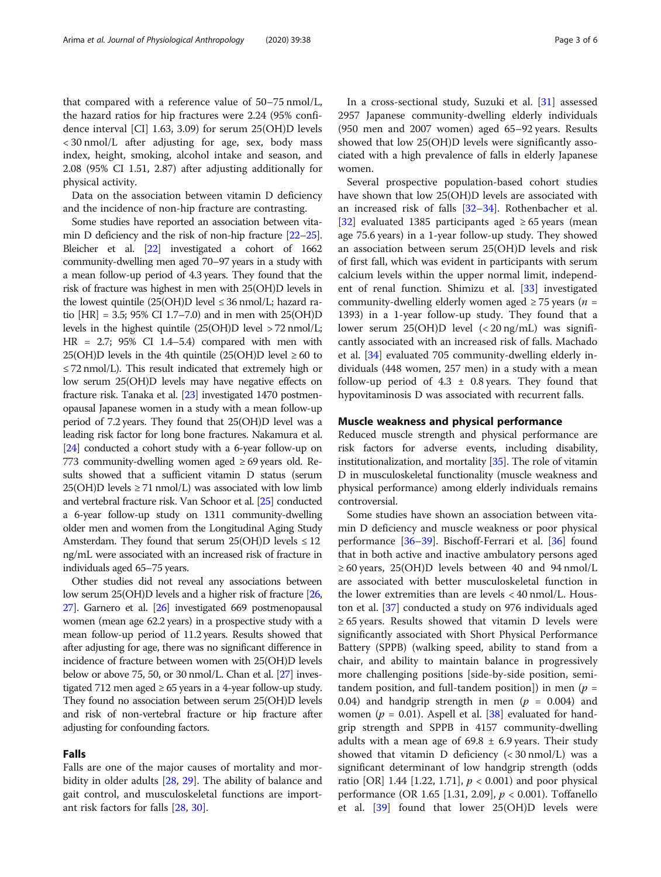that compared with a reference value of 50–75 nmol/L, the hazard ratios for hip fractures were 2.24 (95% confidence interval [CI] 1.63, 3.09) for serum 25(OH)D levels < 30 nmol/L after adjusting for age, sex, body mass index, height, smoking, alcohol intake and season, and 2.08 (95% CI 1.51, 2.87) after adjusting additionally for physical activity.

Data on the association between vitamin D deficiency and the incidence of non-hip fracture are contrasting.

Some studies have reported an association between vitamin D deficiency and the risk of non-hip fracture [22–25]. Bleicher et al. [22] investigated a cohort of 1662 community-dwelling men aged 70–97 years in a study with a mean follow-up period of 4.3 years. They found that the risk of fracture was highest in men with 25(OH)D levels in the lowest quintile (25(OH)D level ≤ 36 nmol/L; hazard ratio [HR] = 3.5; 95% CI 1.7–7.0) and in men with 25(OH)D levels in the highest quintile (25(OH)D level > 72 nmol/L; HR = 2.7; 95% CI 1.4–5.4) compared with men with 25(OH)D levels in the 4th quintile (25(OH)D level ≥ 60 to ≤ 72 nmol/L). This result indicated that extremely high or low serum 25(OH)D levels may have negative effects on fracture risk. Tanaka et al. [23] investigated 1470 postmenopausal Japanese women in a study with a mean follow-up period of 7.2 years. They found that 25(OH)D level was a leading risk factor for long bone fractures. Nakamura et al. [24] conducted a cohort study with a 6-year follow-up on 773 community-dwelling women aged ≥ 69 years old. Results showed that a sufficient vitamin D status (serum 25(OH)D levels ≥ 71 nmol/L) was associated with low limb and vertebral fracture risk. Van Schoor et al. [25] conducted a 6-year follow-up study on 1311 community-dwelling older men and women from the Longitudinal Aging Study Amsterdam. They found that serum 25(OH)D levels ≤ 12 ng/mL were associated with an increased risk of fracture in individuals aged 65–75 years.

Other studies did not reveal any associations between low serum 25(OH)D levels and a higher risk of fracture [26, 27]. Garnero et al. [26] investigated 669 postmenopausal women (mean age 62.2 years) in a prospective study with a mean follow-up period of 11.2 years. Results showed that after adjusting for age, there was no significant difference in incidence of fracture between women with 25(OH)D levels below or above 75, 50, or 30 nmol/L. Chan et al. [27] investigated 712 men aged ≥ 65 years in a 4-year follow-up study. They found no association between serum 25(OH)D levels and risk of non-vertebral fracture or hip fracture after adjusting for confounding factors.

## Falls

Falls are one of the major causes of mortality and morbidity in older adults [28, 29]. The ability of balance and gait control, and musculoskeletal functions are important risk factors for falls [28, 30].

In a cross-sectional study, Suzuki et al. [31] assessed 2957 Japanese community-dwelling elderly individuals (950 men and 2007 women) aged 65–92 years. Results showed that low 25(OH)D levels were significantly associated with a high prevalence of falls in elderly Japanese women.

Several prospective population-based cohort studies have shown that low 25(OH)D levels are associated with an increased risk of falls [32–34]. Rothenbacher et al. [32] evaluated 1385 participants aged ≥ 65 years (mean age 75.6 years) in a 1-year follow-up study. They showed an association between serum 25(OH)D levels and risk of first fall, which was evident in participants with serum calcium levels within the upper normal limit, independent of renal function. Shimizu et al. [33] investigated community-dwelling elderly women aged ≥ 75 years ($n$ = 1393) in a 1-year follow-up study. They found that a lower serum 25(OH)D level (< 20 ng/mL) was significantly associated with an increased risk of falls. Machado et al. [34] evaluated 705 community-dwelling elderly individuals (448 women, 257 men) in a study with a mean follow-up period of 4.3 ± 0.8 years. They found that hypovitaminosis D was associated with recurrent falls.

## Muscle weakness and physical performance

Reduced muscle strength and physical performance are risk factors for adverse events, including disability, institutionalization, and mortality [35]. The role of vitamin D in musculoskeletal functionality (muscle weakness and physical performance) among elderly individuals remains controversial.

Some studies have shown an association between vitamin D deficiency and muscle weakness or poor physical performance [36–39]. Bischoff-Ferrari et al. [36] found that in both active and inactive ambulatory persons aged ≥ 60 years, 25(OH)D levels between 40 and 94 nmol/L are associated with better musculoskeletal function in the lower extremities than are levels < 40 nmol/L. Houston et al. [37] conducted a study on 976 individuals aged ≥ 65 years. Results showed that vitamin D levels were significantly associated with Short Physical Performance Battery (SPPB) (walking speed, ability to stand from a chair, and ability to maintain balance in progressively more challenging positions [side-by-side position, semi-tandem position, and full-tandem position]) in men ($p$ = 0.04) and handgrip strength in men ($p$ = 0.004) and women ($p$ = 0.01). Aspell et al. [38] evaluated for handgrip strength and SPPB in 4157 community-dwelling adults with a mean age of 69.8 ± 6.9 years. Their study showed that vitamin D deficiency (< 30 nmol/L) was a significant determinant of low handgrip strength (odds ratio [OR] 1.44 [1.22, 1.71], $p$ < 0.001) and poor physical performance (OR 1.65 [1.31, 2.09], $p$ < 0.001). Toffanello et al. [39] found that lower 25(OH)D levels were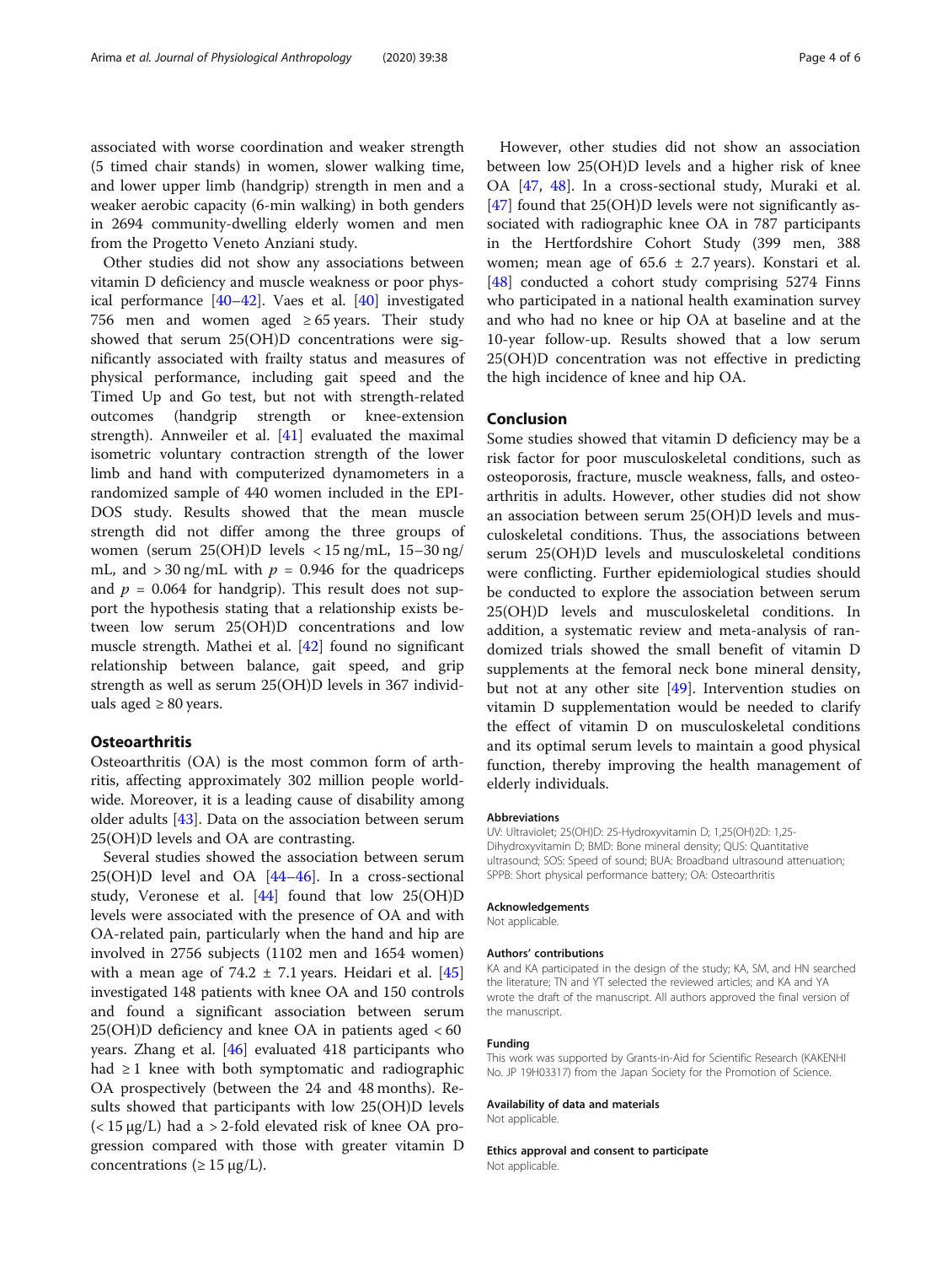associated with worse coordination and weaker strength (5 timed chair stands) in women, slower walking time, and lower upper limb (handgrip) strength in men and a weaker aerobic capacity (6-min walking) in both genders in 2694 community-dwelling elderly women and men from the Progetto Veneto Anziani study.

Other studies did not show any associations between vitamin D deficiency and muscle weakness or poor physical performance [40–42]. Vaes et al. [40] investigated 756 men and women aged ≥ 65 years. Their study showed that serum 25(OH)D concentrations were significantly associated with frailty status and measures of physical performance, including gait speed and the Timed Up and Go test, but not with strength-related outcomes (handgrip strength or knee-extension strength). Annweiler et al. [41] evaluated the maximal isometric voluntary contraction strength of the lower limb and hand with computerized dynamometers in a randomized sample of 440 women included in the EPIDOS study. Results showed that the mean muscle strength did not differ among the three groups of women (serum 25(OH)D levels < 15 ng/mL, 15–30 ng/mL, and > 30 ng/mL with $p$ = 0.946 for the quadriceps and $p$ = 0.064 for handgrip). This result does not support the hypothesis stating that a relationship exists between low serum 25(OH)D concentrations and low muscle strength. Mathei et al. [42] found no significant relationship between balance, gait speed, and grip strength as well as serum 25(OH)D levels in 367 individuals aged ≥ 80 years.

## Osteoarthritis

Osteoarthritis (OA) is the most common form of arthritis, affecting approximately 302 million people worldwide. Moreover, it is a leading cause of disability among older adults [43]. Data on the association between serum 25(OH)D levels and OA are contrasting.

Several studies showed the association between serum 25(OH)D level and OA [44–46]. In a cross-sectional study, Veronese et al. [44] found that low 25(OH)D levels were associated with the presence of OA and with OA-related pain, particularly when the hand and hip are involved in 2756 subjects (1102 men and 1654 women) with a mean age of 74.2 ± 7.1 years. Heidari et al. [45] investigated 148 patients with knee OA and 150 controls and found a significant association between serum 25(OH)D deficiency and knee OA in patients aged < 60 years. Zhang et al. [46] evaluated 418 participants who had ≥ 1 knee with both symptomatic and radiographic OA prospectively (between the 24 and 48 months). Results showed that participants with low 25(OH)D levels (< 15 μg/L) had a > 2-fold elevated risk of knee OA progression compared with those with greater vitamin D concentrations (≥ 15 μg/L).

However, other studies did not show an association between low 25(OH)D levels and a higher risk of knee OA [47, 48]. In a cross-sectional study, Muraki et al. [47] found that 25(OH)D levels were not significantly associated with radiographic knee OA in 787 participants in the Hertfordshire Cohort Study (399 men, 388 women; mean age of 65.6 ± 2.7 years). Konstari et al. [48] conducted a cohort study comprising 5274 Finns who participated in a national health examination survey and who had no knee or hip OA at baseline and at the 10-year follow-up. Results showed that a low serum 25(OH)D concentration was not effective in predicting the high incidence of knee and hip OA.

## Conclusion

Some studies showed that vitamin D deficiency may be a risk factor for poor musculoskeletal conditions, such as osteoporosis, fracture, muscle weakness, falls, and osteoarthritis in adults. However, other studies did not show an association between serum 25(OH)D levels and musculoskeletal conditions. Thus, the associations between serum 25(OH)D levels and musculoskeletal conditions were conflicting. Further epidemiological studies should be conducted to explore the association between serum 25(OH)D levels and musculoskeletal conditions. In addition, a systematic review and meta-analysis of randomized trials showed the small benefit of vitamin D supplements at the femoral neck bone mineral density, but not at any other site [49]. Intervention studies on vitamin D supplementation would be needed to clarify the effect of vitamin D on musculoskeletal conditions and its optimal serum levels to maintain a good physical function, thereby improving the health management of elderly individuals.

#### Abbreviations

UV: Ultraviolet; 25(OH)D: 25-Hydroxyvitamin D; 1,25(OH)2D: 1,25-Dihydroxyvitamin D; BMD: Bone mineral density; QUS: Quantitative ultrasound; SOS: Speed of sound; BUA: Broadband ultrasound attenuation; SPPB: Short physical performance battery; OA: Osteoarthritis

#### Acknowledgements

Not applicable.

#### Authors' contributions

KA and KA participated in the design of the study; KA, SM, and HN searched the literature; TN and YT selected the reviewed articles; and KA and YA wrote the draft of the manuscript. All authors approved the final version of the manuscript.

#### Funding

This work was supported by Grants-in-Aid for Scientific Research (KAKENHI No. JP 19H03317) from the Japan Society for the Promotion of Science.

#### Availability of data and materials

Not applicable.

#### Ethics approval and consent to participate

Not applicable.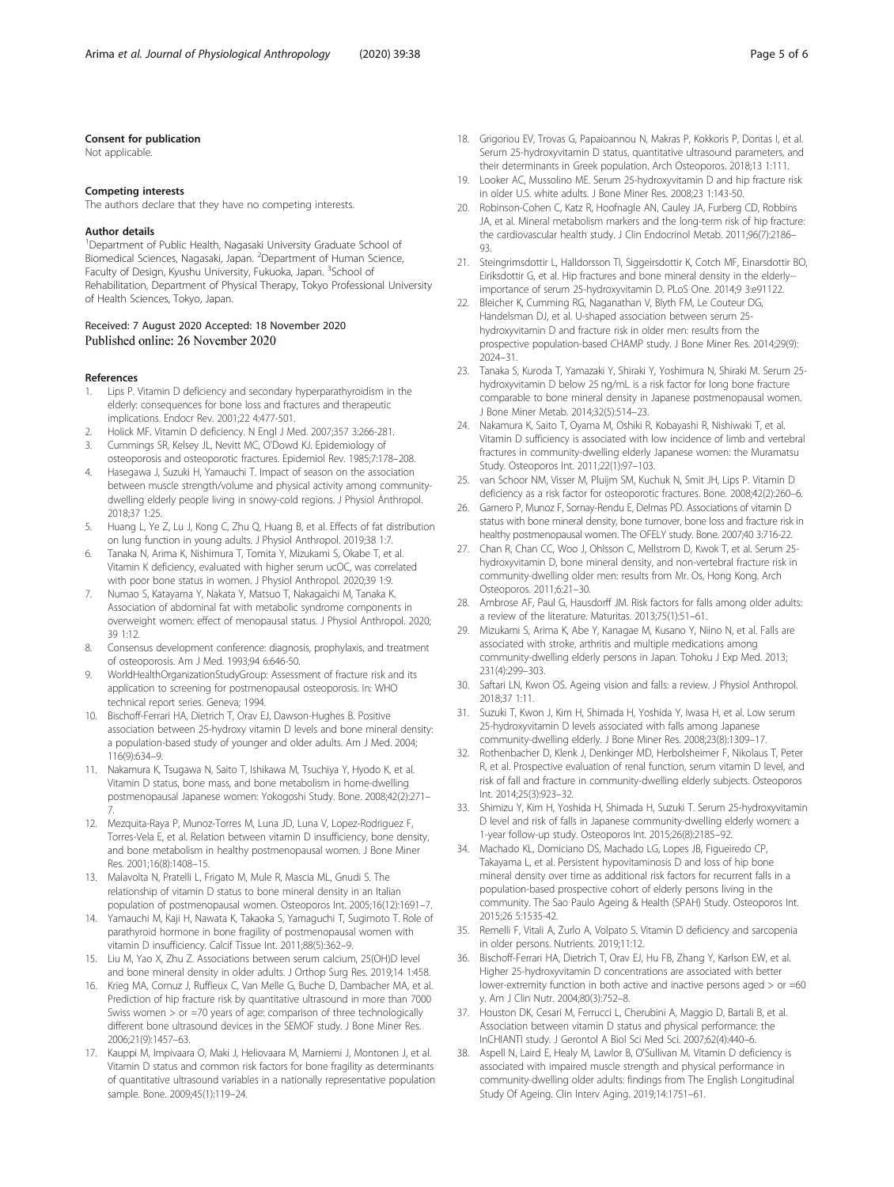#### Consent for publication

Not applicable.

#### Competing interests

The authors declare that they have no competing interests.

#### Author details

[1]Department of Public Health, Nagasaki University Graduate School of Biomedical Sciences, Nagasaki, Japan. [2]Department of Human Science, Faculty of Design, Kyushu University, Fukuoka, Japan. [3]School of Rehabilitation, Department of Physical Therapy, Tokyo Professional University of Health Sciences, Tokyo, Japan.

Received: 7 August 2020 Accepted: 18 November 2020
Published online: 26 November 2020

#### References

1. Lips P. Vitamin D deficiency and secondary hyperparathyroidism in the elderly: consequences for bone loss and fractures and therapeutic implications. Endocr Rev. 2001;22 4:477-501.
2. Holick MF. Vitamin D deficiency. N Engl J Med. 2007;357 3:266-281.
3. Cummings SR, Kelsey JL, Nevitt MC, O'Dowd KJ. Epidemiology of osteoporosis and osteoporotic fractures. Epidemiol Rev. 1985;7:178–208.
4. Hasegawa J, Suzuki H, Yamauchi T. Impact of season on the association between muscle strength/volume and physical activity among community-dwelling elderly people living in snowy-cold regions. J Physiol Anthropol. 2018;37 1:25.
5. Huang L, Ye Z, Lu J, Kong C, Zhu Q, Huang B, et al. Effects of fat distribution on lung function in young adults. J Physiol Anthropol. 2019;38 1:7.
6. Tanaka N, Arima K, Nishimura T, Tomita Y, Mizukami S, Okabe T, et al. Vitamin K deficiency, evaluated with higher serum ucOC, was correlated with poor bone status in women. J Physiol Anthropol. 2020;39 1:9.
7. Numao S, Katayama Y, Nakata Y, Matsuo T, Nakagaichi M, Tanaka K. Association of abdominal fat with metabolic syndrome components in overweight women: effect of menopausal status. J Physiol Anthropol. 2020; 39 1:12.
8. Consensus development conference: diagnosis, prophylaxis, and treatment of osteoporosis. Am J Med. 1993;94 6:646-50.
9. WorldHealthOrganizationStudyGroup: Assessment of fracture risk and its application to screening for postmenopausal osteoporosis. In: WHO technical report series. Geneva; 1994.
10. Bischoff-Ferrari HA, Dietrich T, Orav EJ, Dawson-Hughes B. Positive association between 25-hydroxy vitamin D levels and bone mineral density: a population-based study of younger and older adults. Am J Med. 2004; 116(9):634–9.
11. Nakamura K, Tsugawa N, Saito T, Ishikawa M, Tsuchiya Y, Hyodo K, et al. Vitamin D status, bone mass, and bone metabolism in home-dwelling postmenopausal Japanese women: Yokogoshi Study. Bone. 2008;42(2):271–7.
12. Mezquita-Raya P, Munoz-Torres M, Luna JD, Luna V, Lopez-Rodriguez F, Torres-Vela E, et al. Relation between vitamin D insufficiency, bone density, and bone metabolism in healthy postmenopausal women. J Bone Miner Res. 2001;16(8):1408–15.
13. Malavolta N, Pratelli L, Frigato M, Mule R, Mascia ML, Gnudi S. The relationship of vitamin D status to bone mineral density in an Italian population of postmenopausal women. Osteoporos Int. 2005;16(12):1691–7.
14. Yamauchi M, Kaji H, Nawata K, Takaoka S, Yamaguchi T, Sugimoto T. Role of parathyroid hormone in bone fragility of postmenopausal women with vitamin D insufficiency. Calcif Tissue Int. 2011;88(5):362–9.
15. Liu M, Yao X, Zhu Z. Associations between serum calcium, 25(OH)D level and bone mineral density in older adults. J Orthop Surg Res. 2019;14 1:458.
16. Krieg MA, Cornuz J, Ruffieux C, Van Melle G, Buche D, Dambacher MA, et al. Prediction of hip fracture risk by quantitative ultrasound in more than 7000 Swiss women > or =70 years of age: comparison of three technologically different bone ultrasound devices in the SEMOF study. J Bone Miner Res. 2006;21(9):1457–63.
17. Kauppi M, Impivaara O, Maki J, Heliovaara M, Marniemi J, Montonen J, et al. Vitamin D status and common risk factors for bone fragility as determinants of quantitative ultrasound variables in a nationally representative population sample. Bone. 2009;45(1):119–24.
18. Grigoriou EV, Trovas G, Papaioannou N, Makras P, Kokkoris P, Dontas I, et al. Serum 25-hydroxyvitamin D status, quantitative ultrasound parameters, and their determinants in Greek population. Arch Osteoporos. 2018;13 1:111.
19. Looker AC, Mussolino ME. Serum 25-hydroxyvitamin D and hip fracture risk in older U.S. white adults. J Bone Miner Res. 2008;23 1:143-50.
20. Robinson-Cohen C, Katz R, Hoofnagle AN, Cauley JA, Furberg CD, Robbins JA, et al. Mineral metabolism markers and the long-term risk of hip fracture: the cardiovascular health study. J Clin Endocrinol Metab. 2011;96(7):2186–93.
21. Steingrimsdottir L, Halldorsson TI, Siggeirsdottir K, Cotch MF, Einarsdottir BO, Eiriksdottir G, et al. Hip fractures and bone mineral density in the elderly--importance of serum 25-hydroxyvitamin D. PLoS One. 2014;9 3:e91122.
22. Bleicher K, Cumming RG, Naganathan V, Blyth FM, Le Couteur DG, Handelsman DJ, et al. U-shaped association between serum 25-hydroxyvitamin D and fracture risk in older men: results from the prospective population-based CHAMP study. J Bone Miner Res. 2014;29(9): 2024–31.
23. Tanaka S, Kuroda T, Yamazaki Y, Shiraki Y, Yoshimura N, Shiraki M. Serum 25-hydroxyvitamin D below 25 ng/mL is a risk factor for long bone fracture comparable to bone mineral density in Japanese postmenopausal women. J Bone Miner Metab. 2014;32(5):514–23.
24. Nakamura K, Saito T, Oyama M, Oshiki R, Kobayashi R, Nishiwaki T, et al. Vitamin D sufficiency is associated with low incidence of limb and vertebral fractures in community-dwelling elderly Japanese women: the Muramatsu Study. Osteoporos Int. 2011;22(1):97–103.
25. van Schoor NM, Visser M, Pluijm SM, Kuchuk N, Smit JH, Lips P. Vitamin D deficiency as a risk factor for osteoporotic fractures. Bone. 2008;42(2):260–6.
26. Garnero P, Munoz F, Sornay-Rendu E, Delmas PD. Associations of vitamin D status with bone mineral density, bone turnover, bone loss and fracture risk in healthy postmenopausal women. The OFELY study. Bone. 2007;40 3:716-22.
27. Chan R, Chan CC, Woo J, Ohlsson C, Mellstrom D, Kwok T, et al. Serum 25-hydroxyvitamin D, bone mineral density, and non-vertebral fracture risk in community-dwelling older men: results from Mr. Os, Hong Kong. Arch Osteoporos. 2011;6:21–30.
28. Ambrose AF, Paul G, Hausdorff JM. Risk factors for falls among older adults: a review of the literature. Maturitas. 2013;75(1):51–61.
29. Mizukami S, Arima K, Abe Y, Kanagae M, Kusano Y, Niino N, et al. Falls are associated with stroke, arthritis and multiple medications among community-dwelling elderly persons in Japan. Tohoku J Exp Med. 2013; 231(4):299–303.
30. Saftari LN, Kwon OS. Ageing vision and falls: a review. J Physiol Anthropol. 2018;37 1:11.
31. Suzuki T, Kwon J, Kim H, Shimada H, Yoshida Y, Iwasa H, et al. Low serum 25-hydroxyvitamin D levels associated with falls among Japanese community-dwelling elderly. J Bone Miner Res. 2008;23(8):1309–17.
32. Rothenbacher D, Klenk J, Denkinger MD, Herbolsheimer F, Nikolaus T, Peter R, et al. Prospective evaluation of renal function, serum vitamin D level, and risk of fall and fracture in community-dwelling elderly subjects. Osteoporos Int. 2014;25(3):923–32.
33. Shimizu Y, Kim H, Yoshida H, Shimada H, Suzuki T. Serum 25-hydroxyvitamin D level and risk of falls in Japanese community-dwelling elderly women: a 1-year follow-up study. Osteoporos Int. 2015;26(8):2185–92.
34. Machado KL, Domiciano DS, Machado LG, Lopes JB, Figueiredo CP, Takayama L, et al. Persistent hypovitaminosis D and loss of hip bone mineral density over time as additional risk factors for recurrent falls in a population-based prospective cohort of elderly persons living in the community. The Sao Paulo Ageing & Health (SPAH) Study. Osteoporos Int. 2015;26 5:1535-42.
35. Remelli F, Vitali A, Zurlo A, Volpato S. Vitamin D deficiency and sarcopenia in older persons. Nutrients. 2019;11:12.
36. Bischoff-Ferrari HA, Dietrich T, Orav EJ, Hu FB, Zhang Y, Karlson EW, et al. Higher 25-hydroxyvitamin D concentrations are associated with better lower-extremity function in both active and inactive persons aged > or =60 y. Am J Clin Nutr. 2004;80(3):752–8.
37. Houston DK, Cesari M, Ferrucci L, Cherubini A, Maggio D, Bartali B, et al. Association between vitamin D status and physical performance: the InCHIANTI study. J Gerontol A Biol Sci Med Sci. 2007;62(4):440–6.
38. Aspell N, Laird E, Healy M, Lawlor B, O'Sullivan M. Vitamin D deficiency is associated with impaired muscle strength and physical performance in community-dwelling older adults: findings from The English Longitudinal Study Of Ageing. Clin Interv Aging. 2019;14:1751–61.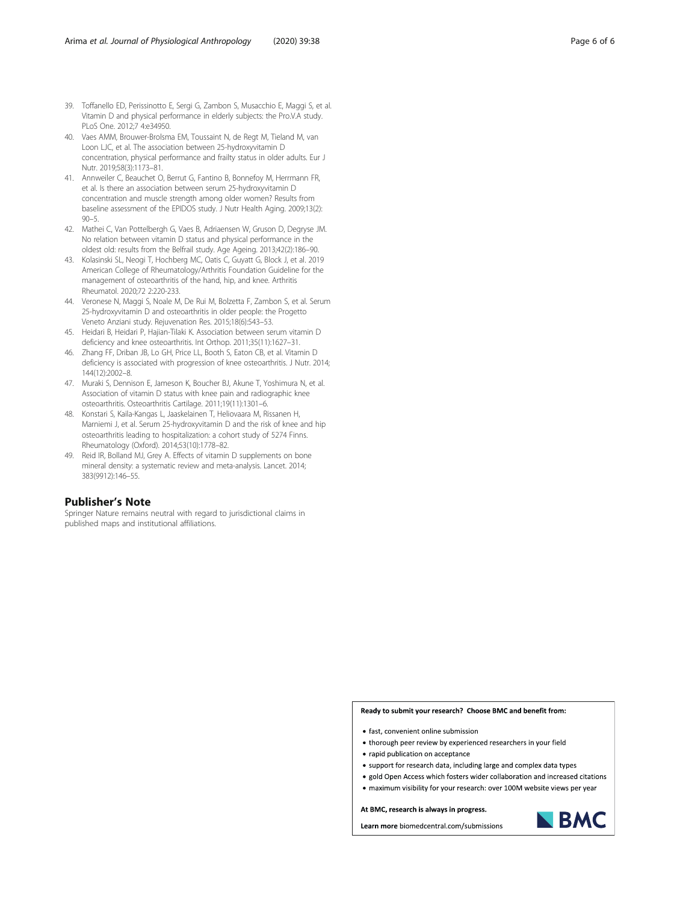39. Toffanello ED, Perissinotto E, Sergi G, Zambon S, Musacchio E, Maggi S, et al. Vitamin D and physical performance in elderly subjects: the Pro.V.A study. PLoS One. 2012;7 4:e34950.
40. Vaes AMM, Brouwer-Brolsma EM, Toussaint N, de Regt M, Tieland M, van Loon LJC, et al. The association between 25-hydroxyvitamin D concentration, physical performance and frailty status in older adults. Eur J Nutr. 2019;58(3):1173–81.
41. Annweiler C, Beauchet O, Berrut G, Fantino B, Bonnefoy M, Herrmann FR, et al. Is there an association between serum 25-hydroxyvitamin D concentration and muscle strength among older women? Results from baseline assessment of the EPIDOS study. J Nutr Health Aging. 2009;13(2): 90–5.
42. Mathei C, Van Pottelbergh G, Vaes B, Adriaensen W, Gruson D, Degryse JM. No relation between vitamin D status and physical performance in the oldest old: results from the Belfrail study. Age Ageing. 2013;42(2):186–90.
43. Kolasinski SL, Neogi T, Hochberg MC, Oatis C, Guyatt G, Block J, et al. 2019 American College of Rheumatology/Arthritis Foundation Guideline for the management of osteoarthritis of the hand, hip, and knee. Arthritis Rheumatol. 2020;72 2:220-233.
44. Veronese N, Maggi S, Noale M, De Rui M, Bolzetta F, Zambon S, et al. Serum 25-hydroxyvitamin D and osteoarthritis in older people: the Progetto Veneto Anziani study. Rejuvenation Res. 2015;18(6):543–53.
45. Heidari B, Heidari P, Hajian-Tilaki K. Association between serum vitamin D deficiency and knee osteoarthritis. Int Orthop. 2011;35(11):1627–31.
46. Zhang FF, Driban JB, Lo GH, Price LL, Booth S, Eaton CB, et al. Vitamin D deficiency is associated with progression of knee osteoarthritis. J Nutr. 2014; 144(12):2002–8.
47. Muraki S, Dennison E, Jameson K, Boucher BJ, Akune T, Yoshimura N, et al. Association of vitamin D status with knee pain and radiographic knee osteoarthritis. Osteoarthritis Cartilage. 2011;19(11):1301–6.
48. Konstari S, Kaila-Kangas L, Jaaskelainen T, Heliovaara M, Rissanen H, Marniemi J, et al. Serum 25-hydroxyvitamin D and the risk of knee and hip osteoarthritis leading to hospitalization: a cohort study of 5274 Finns. Rheumatology (Oxford). 2014;53(10):1778–82.
49. Reid IR, Bolland MJ, Grey A. Effects of vitamin D supplements on bone mineral density: a systematic review and meta-analysis. Lancet. 2014; 383(9912):146–55.

## Publisher's Note

Springer Nature remains neutral with regard to jurisdictional claims in published maps and institutional affiliations.

**Ready to submit your research? Choose BMC and benefit from:**

- fast, convenient online submission
- thorough peer review by experienced researchers in your field
- rapid publication on acceptance
- support for research data, including large and complex data types
- gold Open Access which fosters wider collaboration and increased citations
- maximum visibility for your research: over 100M website views per year

**At BMC, research is always in progress.**

**Learn more** biomedcentral.com/submissions